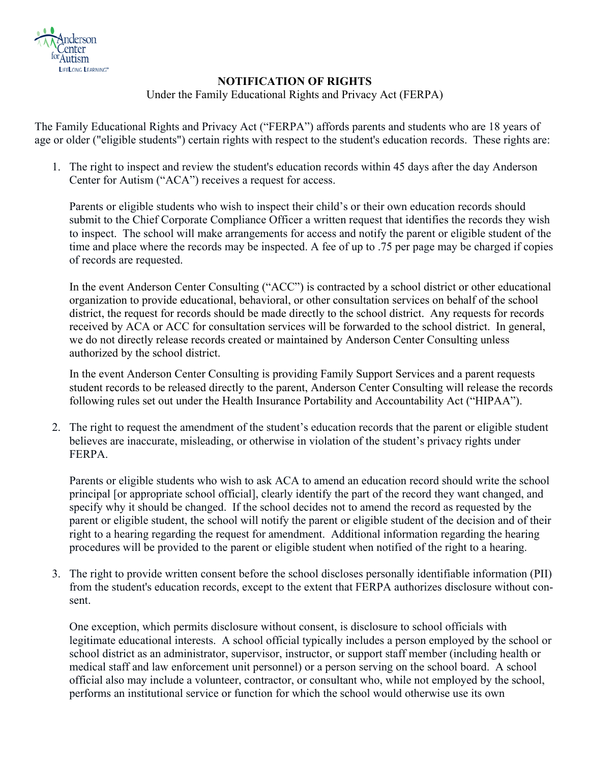**NOTIFICATION OF RIGHTS**

Under the Family Educational Rights and Privacy Act (FERPA)

The Family Educational Rights and Privacy Act ("FERPA") affords parents and students who are 18 years of age or older ("eligible students") certain rights with respect to the student's education records. These rights are:

1. The right to inspect and review the student's education records within 45 days after the day Anderson Center for Autism ("ACA") receives a request for access.

   Parents or eligible students who wish to inspect their child's or their own education records should submit to the Chief Corporate Compliance Officer a written request that identifies the records they wish to inspect. The school will make arrangements for access and notify the parent or eligible student of the time and place where the records may be inspected. A fee of up to .75 per page may be charged if copies of records are requested.

   In the event Anderson Center Consulting ("ACC") is contracted by a school district or other educational organization to provide educational, behavioral, or other consultation services on behalf of the school district, the request for records should be made directly to the school district. Any requests for records received by ACA or ACC for consultation services will be forwarded to the school district. In general, we do not directly release records created or maintained by Anderson Center Consulting unless authorized by the school district.

   In the event Anderson Center Consulting is providing Family Support Services and a parent requests student records to be released directly to the parent, Anderson Center Consulting will release the records following rules set out under the Health Insurance Portability and Accountability Act ("HIPAA").

2. The right to request the amendment of the student's education records that the parent or eligible student believes are inaccurate, misleading, or otherwise in violation of the student's privacy rights under FERPA.

   Parents or eligible students who wish to ask ACA to amend an education record should write the school principal [or appropriate school official], clearly identify the part of the record they want changed, and specify why it should be changed. If the school decides not to amend the record as requested by the parent or eligible student, the school will notify the parent or eligible student of the decision and of their right to a hearing regarding the request for amendment. Additional information regarding the hearing procedures will be provided to the parent or eligible student when notified of the right to a hearing.

3. The right to provide written consent before the school discloses personally identifiable information (PII) from the student's education records, except to the extent that FERPA authorizes disclosure without consent.

   One exception, which permits disclosure without consent, is disclosure to school officials with legitimate educational interests. A school official typically includes a person employed by the school or school district as an administrator, supervisor, instructor, or support staff member (including health or medical staff and law enforcement unit personnel) or a person serving on the school board. A school official also may include a volunteer, contractor, or consultant who, while not employed by the school, performs an institutional service or function for which the school would otherwise use its own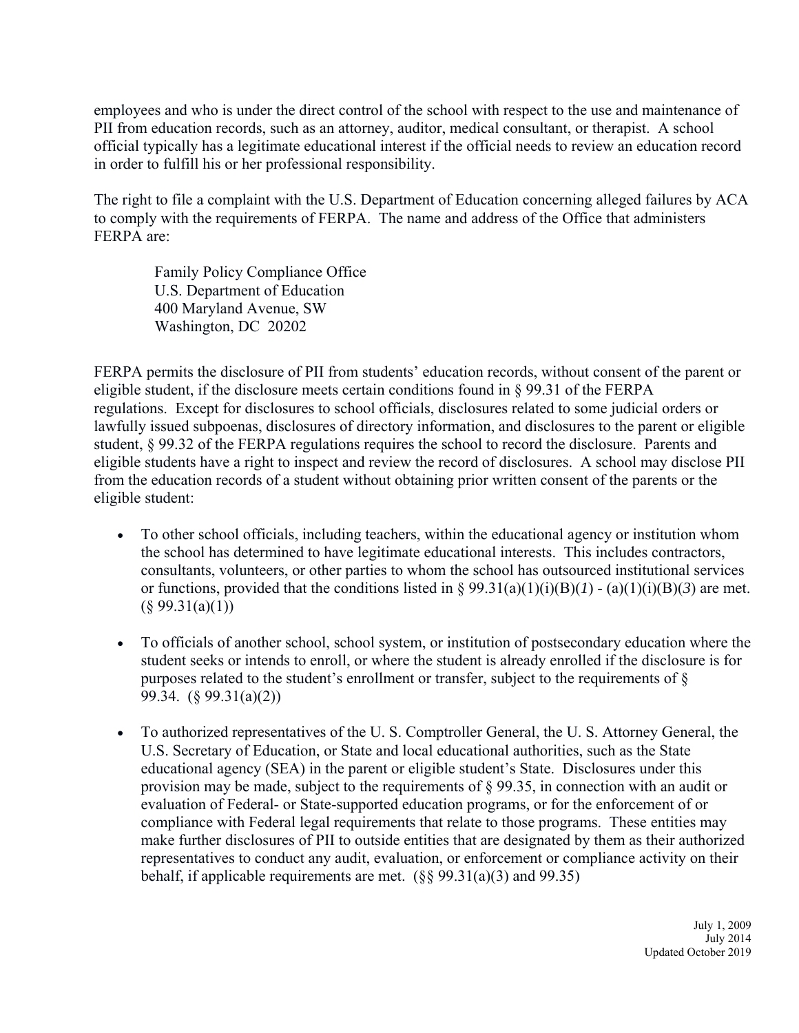employees and who is under the direct control of the school with respect to the use and maintenance of PII from education records, such as an attorney, auditor, medical consultant, or therapist. A school official typically has a legitimate educational interest if the official needs to review an education record in order to fulfill his or her professional responsibility.

The right to file a complaint with the U.S. Department of Education concerning alleged failures by ACA to comply with the requirements of FERPA. The name and address of the Office that administers FERPA are:

> Family Policy Compliance Office
> U.S. Department of Education
> 400 Maryland Avenue, SW
> Washington, DC 20202

FERPA permits the disclosure of PII from students' education records, without consent of the parent or eligible student, if the disclosure meets certain conditions found in § 99.31 of the FERPA regulations. Except for disclosures to school officials, disclosures related to some judicial orders or lawfully issued subpoenas, disclosures of directory information, and disclosures to the parent or eligible student, § 99.32 of the FERPA regulations requires the school to record the disclosure. Parents and eligible students have a right to inspect and review the record of disclosures. A school may disclose PII from the education records of a student without obtaining prior written consent of the parents or the eligible student:

- To other school officials, including teachers, within the educational agency or institution whom the school has determined to have legitimate educational interests. This includes contractors, consultants, volunteers, or other parties to whom the school has outsourced institutional services or functions, provided that the conditions listed in § 99.31(a)(1)(i)(B)(*1*) - (a)(1)(i)(B)(*3*) are met. (§ 99.31(a)(1))

- To officials of another school, school system, or institution of postsecondary education where the student seeks or intends to enroll, or where the student is already enrolled if the disclosure is for purposes related to the student's enrollment or transfer, subject to the requirements of § 99.34. (§ 99.31(a)(2))

- To authorized representatives of the U. S. Comptroller General, the U. S. Attorney General, the U.S. Secretary of Education, or State and local educational authorities, such as the State educational agency (SEA) in the parent or eligible student's State. Disclosures under this provision may be made, subject to the requirements of § 99.35, in connection with an audit or evaluation of Federal- or State-supported education programs, or for the enforcement of or compliance with Federal legal requirements that relate to those programs. These entities may make further disclosures of PII to outside entities that are designated by them as their authorized representatives to conduct any audit, evaluation, or enforcement or compliance activity on their behalf, if applicable requirements are met. (§§ 99.31(a)(3) and 99.35)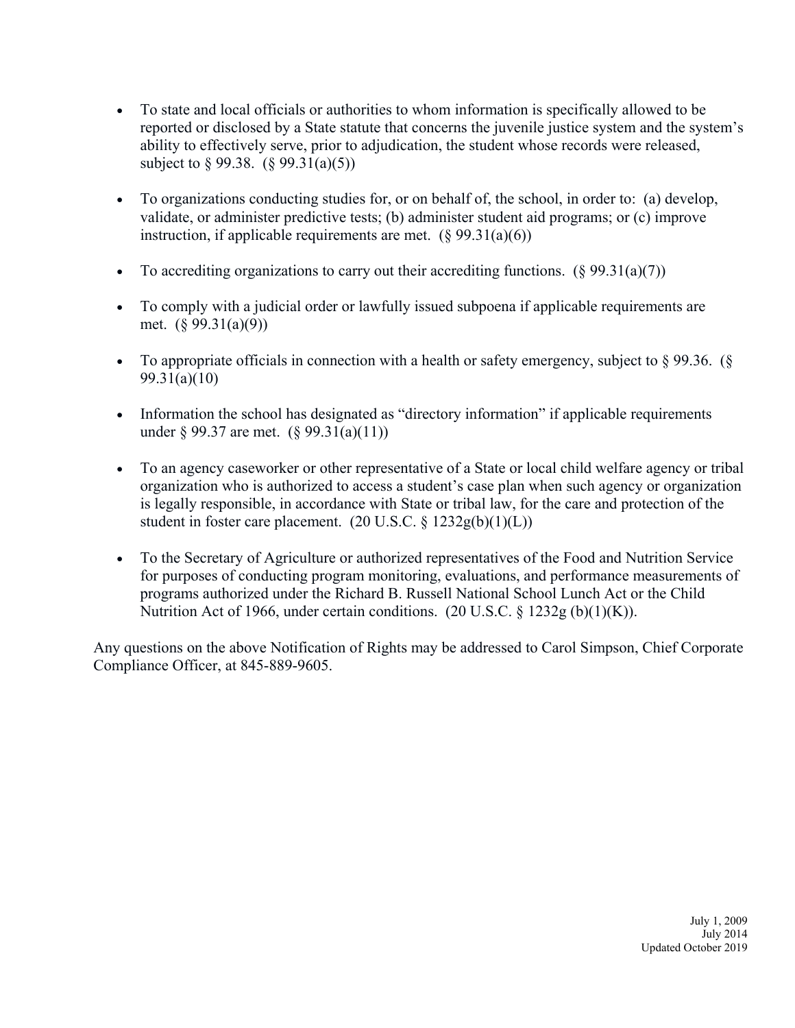- To state and local officials or authorities to whom information is specifically allowed to be reported or disclosed by a State statute that concerns the juvenile justice system and the system's ability to effectively serve, prior to adjudication, the student whose records were released, subject to § 99.38. (§ 99.31(a)(5))

- To organizations conducting studies for, or on behalf of, the school, in order to: (a) develop, validate, or administer predictive tests; (b) administer student aid programs; or (c) improve instruction, if applicable requirements are met. (§ 99.31(a)(6))

- To accrediting organizations to carry out their accrediting functions. (§ 99.31(a)(7))

- To comply with a judicial order or lawfully issued subpoena if applicable requirements are met. (§ 99.31(a)(9))

- To appropriate officials in connection with a health or safety emergency, subject to § 99.36. (§ 99.31(a)(10)

- Information the school has designated as "directory information" if applicable requirements under § 99.37 are met. (§ 99.31(a)(11))

- To an agency caseworker or other representative of a State or local child welfare agency or tribal organization who is authorized to access a student's case plan when such agency or organization is legally responsible, in accordance with State or tribal law, for the care and protection of the student in foster care placement. (20 U.S.C. § 1232g(b)(1)(L))

- To the Secretary of Agriculture or authorized representatives of the Food and Nutrition Service for purposes of conducting program monitoring, evaluations, and performance measurements of programs authorized under the Richard B. Russell National School Lunch Act or the Child Nutrition Act of 1966, under certain conditions. (20 U.S.C. § 1232g (b)(1)(K)).

Any questions on the above Notification of Rights may be addressed to Carol Simpson, Chief Corporate Compliance Officer, at 845-889-9605.

July 1, 2009
July 2014
Updated October 2019